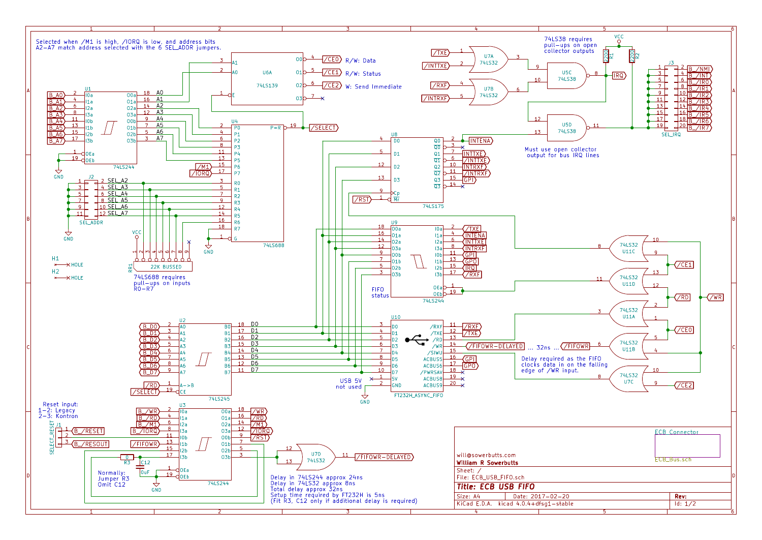Selected when /M1 is high, /IORQ is low, and address bits A2-A7 match address selected with the 6 SEL_ADDR jumpers.

R/W: Data

R/W: Status

W: Send Immediate

74LS38 requires pull-ups on open collector outputs

Must use open collector output for bus IRQ lines

74LS688 requires pull-ups on inputs R0-R7

FIFO status

USB 5V not used

Delay required as the FIFO clocks data in on the falling edge of /WR input.

/FIFOWR-DELAYED ... 32ns ... /FIFOWR

Reset input:
1-2: Legacy
2-3: Kontron

Normally:
Jumper R3
Omit C12

Delay in 74LS244 approx 24ns
Delay in 74LS32 approx 8ns
Total delay approx 32ns
Setup time required by FT232H is 5ns
(Fit R3, C12 only if additional delay is required)

ECB Connector

ECB_Bus.sch

will@sowerbutts.com
**William R Sowerbutts**

Sheet: /
File: ECB_USB_FIFO.sch

**Title: ECB USB FIFO**

| Size: A4 | Date: 2017-02-20 | Rev: |
|---|---|---|
| KiCad E.D.A. kicad 4.0.4+dfsg1-stable | | Id: 1/2 |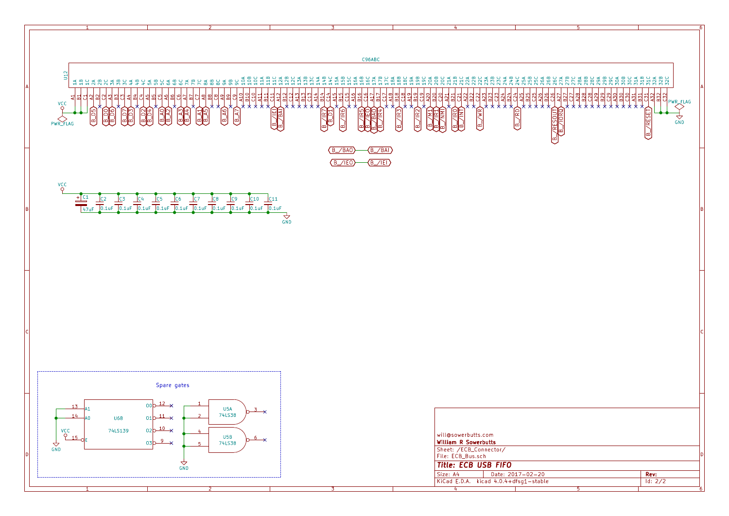C96ABC

U12

Spare gates

U6B 74LS139

U5A 74LS38

U5B 74LS38

will@sowerbutts.com

**William R Sowerbutts**

Sheet: /ECB_Connector/

File: ECB_Bus.sch

**Title: ECB USB FIFO**

| Size: A4 | Date: 2017-02-20 | Rev: |
|---|---|---|
| KiCad E.D.A. kicad 4.0.4+dfsg1-stable | | Id: 2/2 |